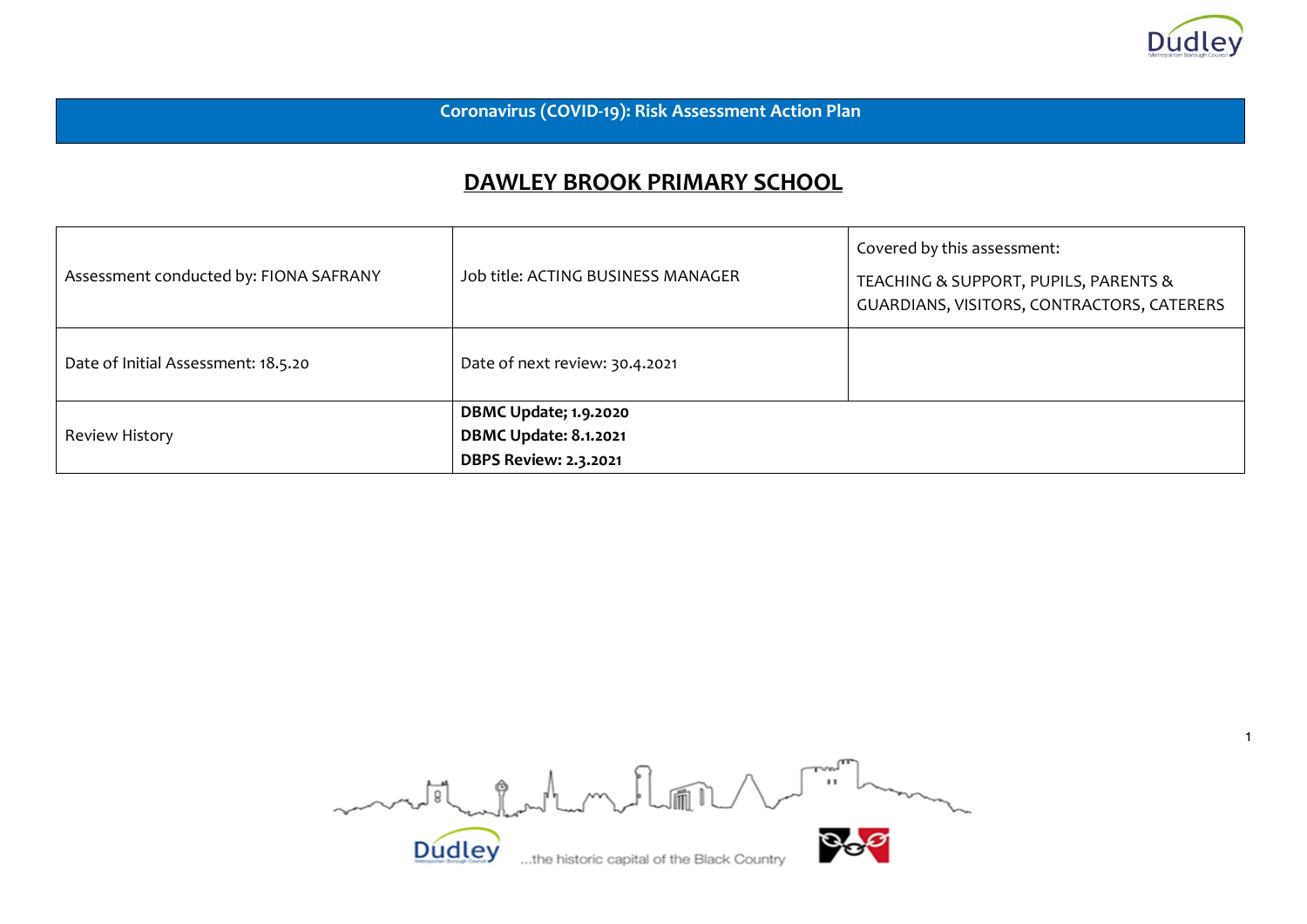**Coronavirus (COVID-19): Risk Assessment Action Plan**

# DAWLEY BROOK PRIMARY SCHOOL

| Assessment conducted by: FIONA SAFRANY | Job title: ACTING BUSINESS MANAGER | Covered by this assessment: TEACHING & SUPPORT, PUPILS, PARENTS & GUARDIANS, VISITORS, CONTRACTORS, CATERERS |
|---|---|---|
| Date of Initial Assessment: 18.5.20 | Date of next review: 30.4.2021 | |
| Review History | **DBMC Update; 1.9.2020**<br>**DBMC Update: 8.1.2021**<br>**DBPS Review: 2.3.2021** | |

...the historic capital of the Black Country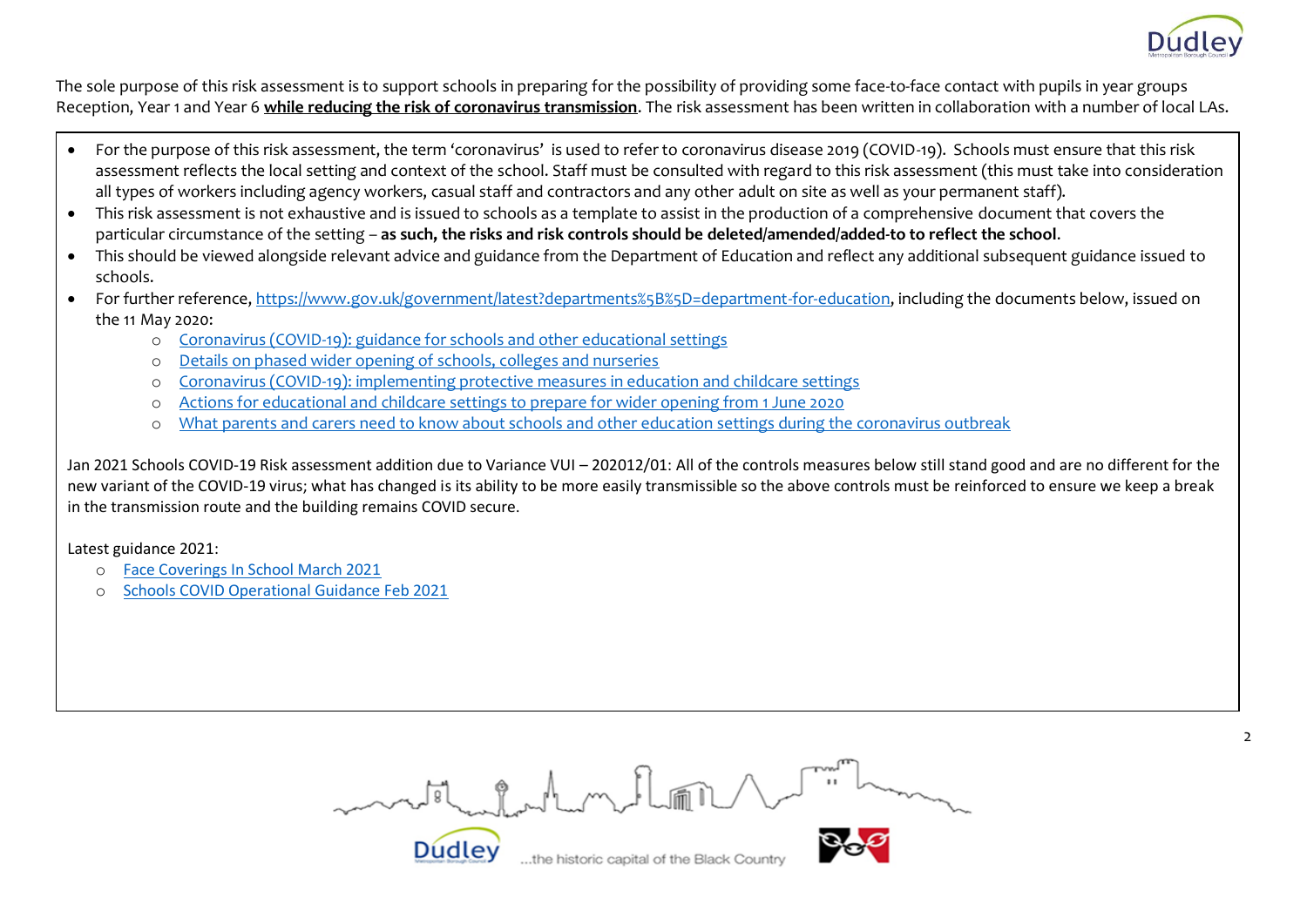The sole purpose of this risk assessment is to support schools in preparing for the possibility of providing some face-to-face contact with pupils in year groups Reception, Year 1 and Year 6 **while reducing the risk of coronavirus transmission**. The risk assessment has been written in collaboration with a number of local LAs.

- For the purpose of this risk assessment, the term 'coronavirus' is used to refer to coronavirus disease 2019 (COVID-19). Schools must ensure that this risk assessment reflects the local setting and context of the school. Staff must be consulted with regard to this risk assessment (this must take into consideration all types of workers including agency workers, casual staff and contractors and any other adult on site as well as your permanent staff).
- This risk assessment is not exhaustive and is issued to schools as a template to assist in the production of a comprehensive document that covers the particular circumstance of the setting – **as such, the risks and risk controls should be deleted/amended/added-to to reflect the school**.
- This should be viewed alongside relevant advice and guidance from the Department of Education and reflect any additional subsequent guidance issued to schools.
- For further reference, https://www.gov.uk/government/latest?departments%5B%5D=department-for-education, including the documents below, issued on the 11 May 2020:
  - Coronavirus (COVID-19): guidance for schools and other educational settings
  - Details on phased wider opening of schools, colleges and nurseries
  - Coronavirus (COVID-19): implementing protective measures in education and childcare settings
  - Actions for educational and childcare settings to prepare for wider opening from 1 June 2020
  - What parents and carers need to know about schools and other education settings during the coronavirus outbreak

Jan 2021 Schools COVID-19 Risk assessment addition due to Variance VUI – 202012/01: All of the controls measures below still stand good and are no different for the new variant of the COVID-19 virus; what has changed is its ability to be more easily transmissible so the above controls must be reinforced to ensure we keep a break in the transmission route and the building remains COVID secure.

Latest guidance 2021:

- Face Coverings In School March 2021
- Schools COVID Operational Guidance Feb 2021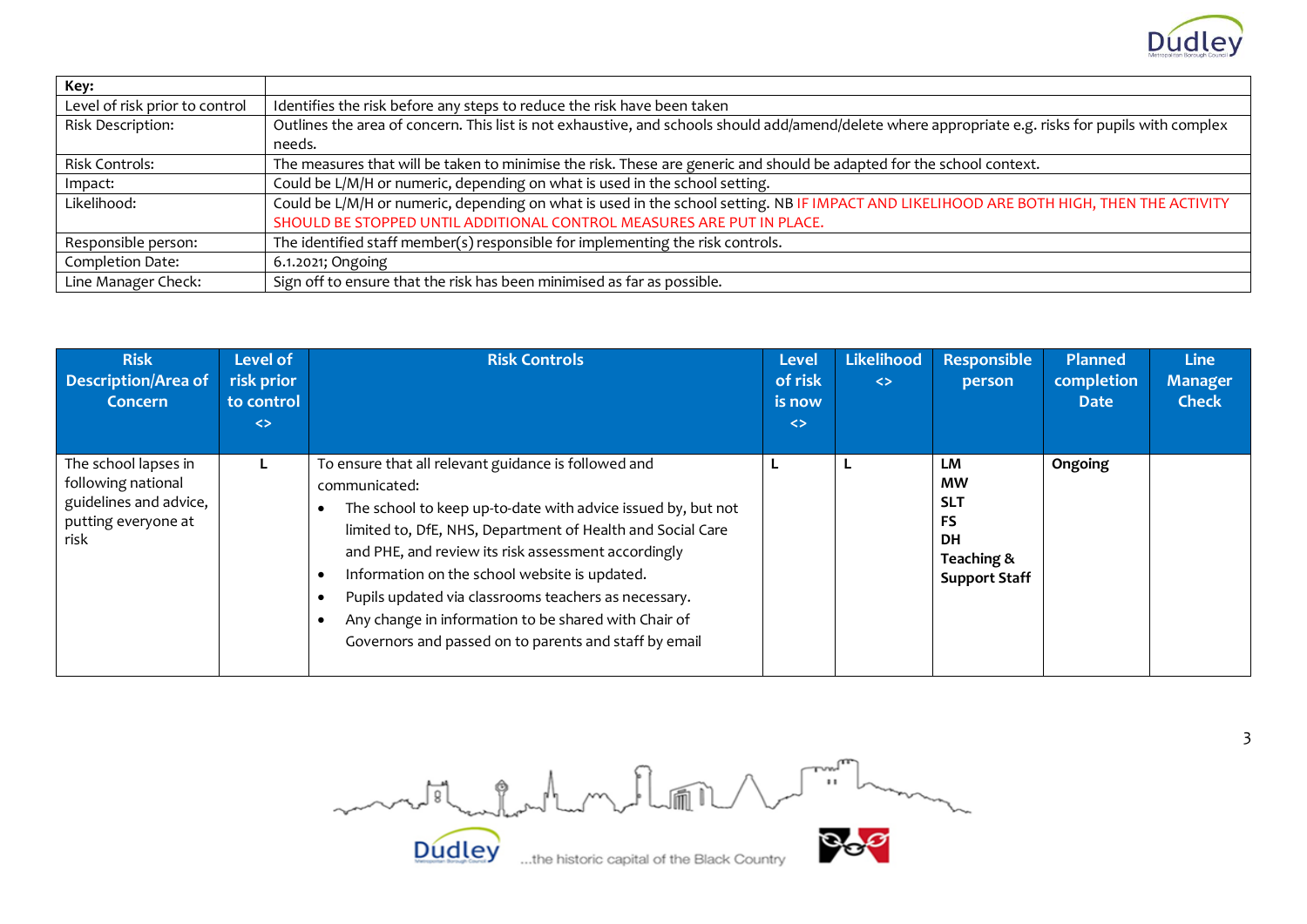| Key: | |
|---|---|
| Level of risk prior to control | Identifies the risk before any steps to reduce the risk have been taken |
| Risk Description: | Outlines the area of concern. This list is not exhaustive, and schools should add/amend/delete where appropriate e.g. risks for pupils with complex needs. |
| Risk Controls: | The measures that will be taken to minimise the risk. These are generic and should be adapted for the school context. |
| Impact: | Could be L/M/H or numeric, depending on what is used in the school setting. |
| Likelihood: | Could be L/M/H or numeric, depending on what is used in the school setting. NB IF IMPACT AND LIKELIHOOD ARE BOTH HIGH, THEN THE ACTIVITY SHOULD BE STOPPED UNTIL ADDITIONAL CONTROL MEASURES ARE PUT IN PLACE. |
| Responsible person: | The identified staff member(s) responsible for implementing the risk controls. |
| Completion Date: | 6.1.2021; Ongoing |
| Line Manager Check: | Sign off to ensure that the risk has been minimised as far as possible. |

| Risk Description/Area of Concern | Level of risk prior to control <> | Risk Controls | Level of risk is now <> | Likelihood <> | Responsible person | Planned completion Date | Line Manager Check |
|---|---|---|---|---|---|---|---|
| The school lapses in following national guidelines and advice, putting everyone at risk | L | To ensure that all relevant guidance is followed and communicated:<br>• The school to keep up-to-date with advice issued by, but not limited to, DfE, NHS, Department of Health and Social Care and PHE, and review its risk assessment accordingly<br>• Information on the school website is updated.<br>• Pupils updated via classrooms teachers as necessary.<br>• Any change in information to be shared with Chair of Governors and passed on to parents and staff by email | L | L | **LM**<br>**MW**<br>**SLT**<br>**FS**<br>**DH**<br>**Teaching & Support Staff** | **Ongoing** | |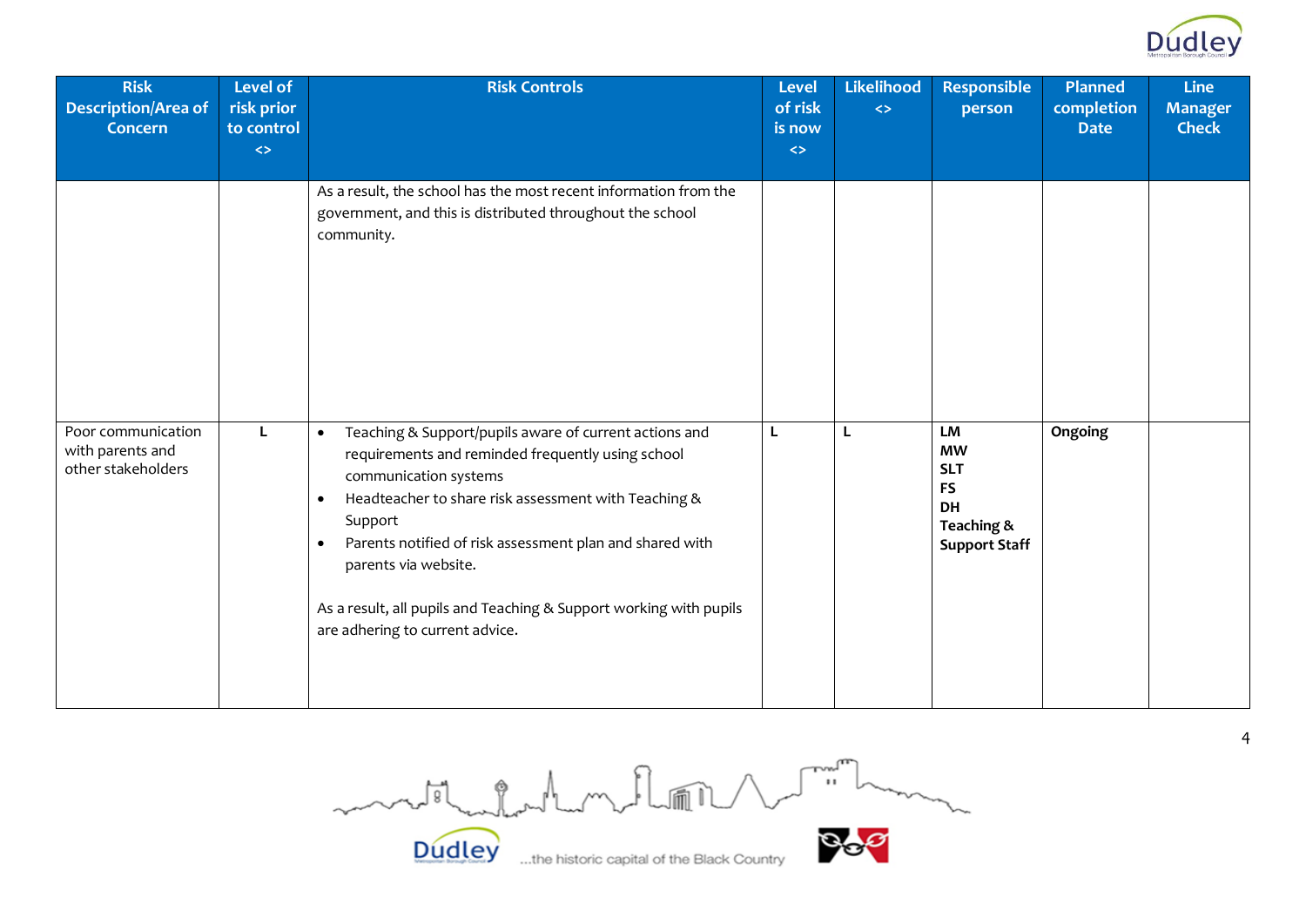| Risk Description/Area of Concern | Level of risk prior to control <> | Risk Controls | Level of risk is now <> | Likelihood <> | Responsible person | Planned completion Date | Line Manager Check |
|---|---|---|---|---|---|---|---|
| | | As a result, the school has the most recent information from the government, and this is distributed throughout the school community. | | | | | |
| Poor communication with parents and other stakeholders | L | • Teaching & Support/pupils aware of current actions and requirements and reminded frequently using school communication systems<br>• Headteacher to share risk assessment with Teaching & Support<br>• Parents notified of risk assessment plan and shared with parents via website.<br><br>As a result, all pupils and Teaching & Support working with pupils are adhering to current advice. | L | L | **LM**<br>**MW**<br>**SLT**<br>**FS**<br>**DH**<br>**Teaching & Support Staff** | **Ongoing** | |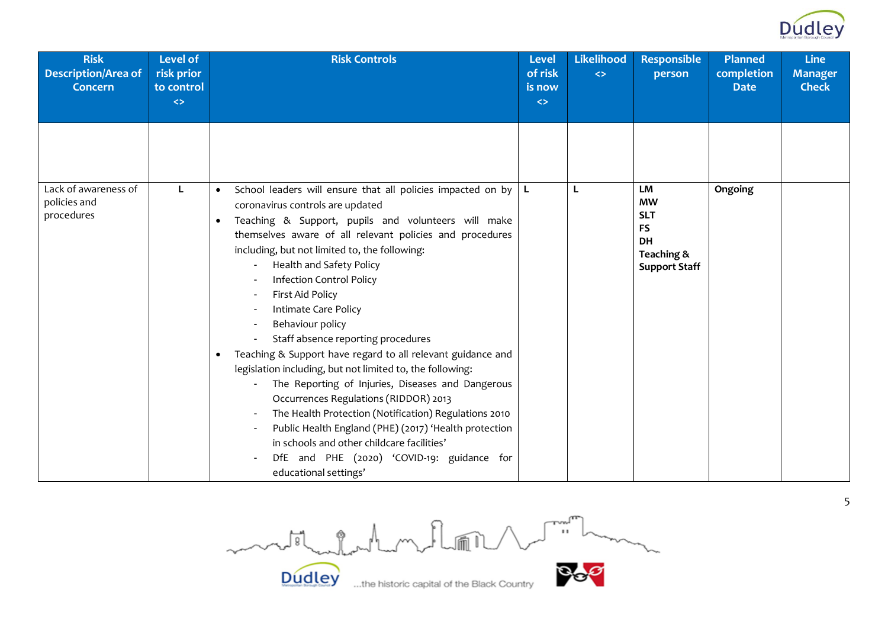| Risk Description/Area of Concern | Level of risk prior to control <> | Risk Controls | Level of risk is now <> | Likelihood <> | Responsible person | Planned completion Date | Line Manager Check |
|---|---|---|---|---|---|---|---|
| | | | | | | | |
| Lack of awareness of policies and procedures | L | • School leaders will ensure that all policies impacted on by coronavirus controls are updated<br>• Teaching & Support, pupils and volunteers will make themselves aware of all relevant policies and procedures including, but not limited to, the following:<br>- Health and Safety Policy<br>- Infection Control Policy<br>- First Aid Policy<br>- Intimate Care Policy<br>- Behaviour policy<br>- Staff absence reporting procedures<br>• Teaching & Support have regard to all relevant guidance and legislation including, but not limited to, the following:<br>- The Reporting of Injuries, Diseases and Dangerous Occurrences Regulations (RIDDOR) 2013<br>- The Health Protection (Notification) Regulations 2010<br>- Public Health England (PHE) (2017) 'Health protection in schools and other childcare facilities'<br>- DfE and PHE (2020) 'COVID-19: guidance for educational settings' | L | L | **LM**<br>**MW**<br>**SLT**<br>**FS**<br>**DH**<br>**Teaching & Support Staff** | **Ongoing** | |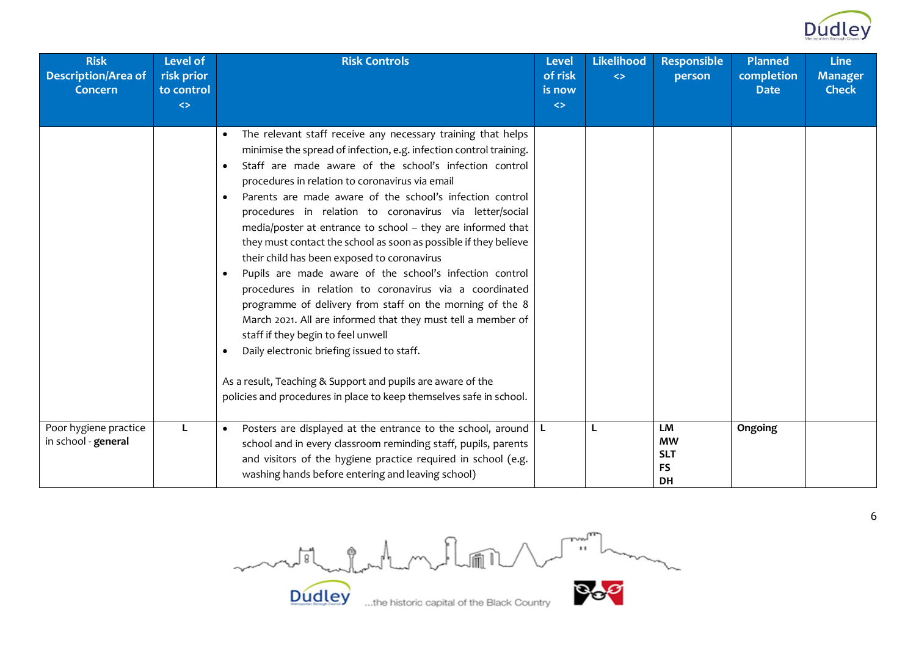| Risk Description/Area of Concern | Level of risk prior to control <> | Risk Controls | Level of risk is now <> | Likelihood <> | Responsible person | Planned completion Date | Line Manager Check |
|---|---|---|---|---|---|---|---|
| | | • The relevant staff receive any necessary training that helps minimise the spread of infection, e.g. infection control training.<br>• Staff are made aware of the school's infection control procedures in relation to coronavirus via email<br>• Parents are made aware of the school's infection control procedures in relation to coronavirus via letter/social media/poster at entrance to school – they are informed that they must contact the school as soon as possible if they believe their child has been exposed to coronavirus<br>• Pupils are made aware of the school's infection control procedures in relation to coronavirus via a coordinated programme of delivery from staff on the morning of the 8 March 2021. All are informed that they must tell a member of staff if they begin to feel unwell<br>• Daily electronic briefing issued to staff.<br><br>As a result, Teaching & Support and pupils are aware of the policies and procedures in place to keep themselves safe in school. | | | | | |
| Poor hygiene practice in school - **general** | L | • Posters are displayed at the entrance to the school, around school and in every classroom reminding staff, pupils, parents and visitors of the hygiene practice required in school (e.g. washing hands before entering and leaving school) | L | L | **LM**<br>**MW**<br>**SLT**<br>**FS**<br>**DH** | **Ongoing** | |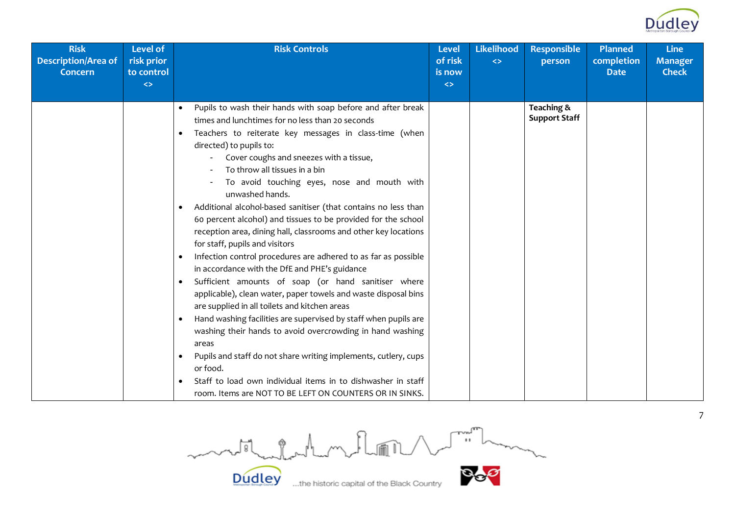| Risk Description/Area of Concern | Level of risk prior to control <> | Risk Controls | Level of risk is now <> | Likelihood <> | Responsible person | Planned completion Date | Line Manager Check |
|---|---|---|---|---|---|---|---|
| | | • Pupils to wash their hands with soap before and after break times and lunchtimes for no less than 20 seconds<br>• Teachers to reiterate key messages in class-time (when directed) to pupils to:<br>&nbsp;&nbsp;&nbsp;- Cover coughs and sneezes with a tissue,<br>&nbsp;&nbsp;&nbsp;- To throw all tissues in a bin<br>&nbsp;&nbsp;&nbsp;- To avoid touching eyes, nose and mouth with unwashed hands.<br>• Additional alcohol-based sanitiser (that contains no less than 60 percent alcohol) and tissues to be provided for the school reception area, dining hall, classrooms and other key locations for staff, pupils and visitors<br>• Infection control procedures are adhered to as far as possible in accordance with the DfE and PHE's guidance<br>• Sufficient amounts of soap (or hand sanitiser where applicable), clean water, paper towels and waste disposal bins are supplied in all toilets and kitchen areas<br>• Hand washing facilities are supervised by staff when pupils are washing their hands to avoid overcrowding in hand washing areas<br>• Pupils and staff do not share writing implements, cutlery, cups or food.<br>• Staff to load own individual items in to dishwasher in staff room. Items are NOT TO BE LEFT ON COUNTERS OR IN SINKS. | | | **Teaching & Support Staff** | | |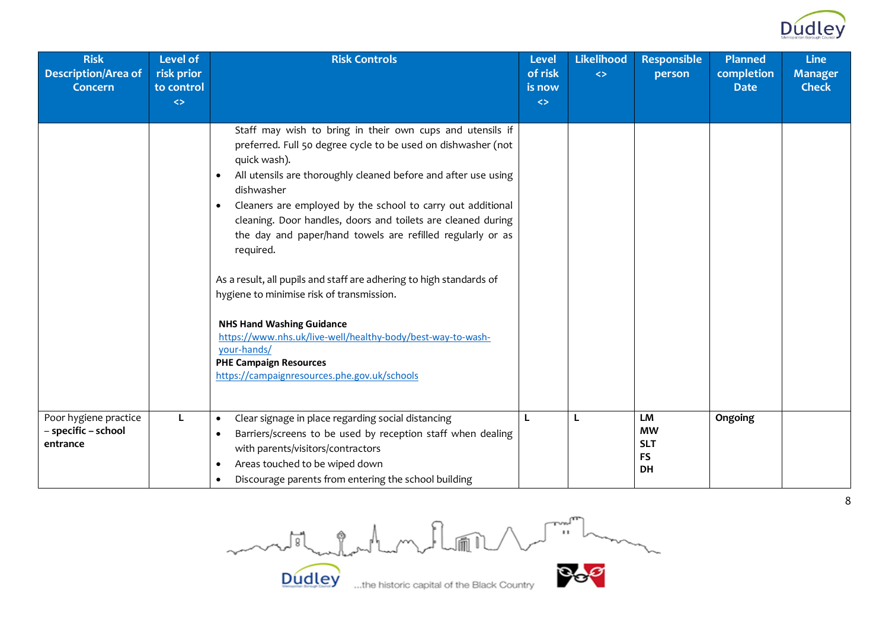| Risk Description/Area of Concern | Level of risk prior to control <> | Risk Controls | Level of risk is now <> | Likelihood <> | Responsible person | Planned completion Date | Line Manager Check |
|---|---|---|---|---|---|---|---|
| | | Staff may wish to bring in their own cups and utensils if preferred. Full 50 degree cycle to be used on dishwasher (not quick wash).<br>• All utensils are thoroughly cleaned before and after use using dishwasher<br>• Cleaners are employed by the school to carry out additional cleaning. Door handles, doors and toilets are cleaned during the day and paper/hand towels are refilled regularly or as required.<br><br>As a result, all pupils and staff are adhering to high standards of hygiene to minimise risk of transmission.<br><br>**NHS Hand Washing Guidance**<br>https://www.nhs.uk/live-well/healthy-body/best-way-to-wash-your-hands/<br>**PHE Campaign Resources**<br>https://campaignresources.phe.gov.uk/schools | | | | | |
| Poor hygiene practice – **specific – school entrance** | **L** | • Clear signage in place regarding social distancing<br>• Barriers/screens to be used by reception staff when dealing with parents/visitors/contractors<br>• Areas touched to be wiped down<br>• Discourage parents from entering the school building | **L** | **L** | **LM**<br>**MW**<br>**SLT**<br>**FS**<br>**DH** | **Ongoing** | |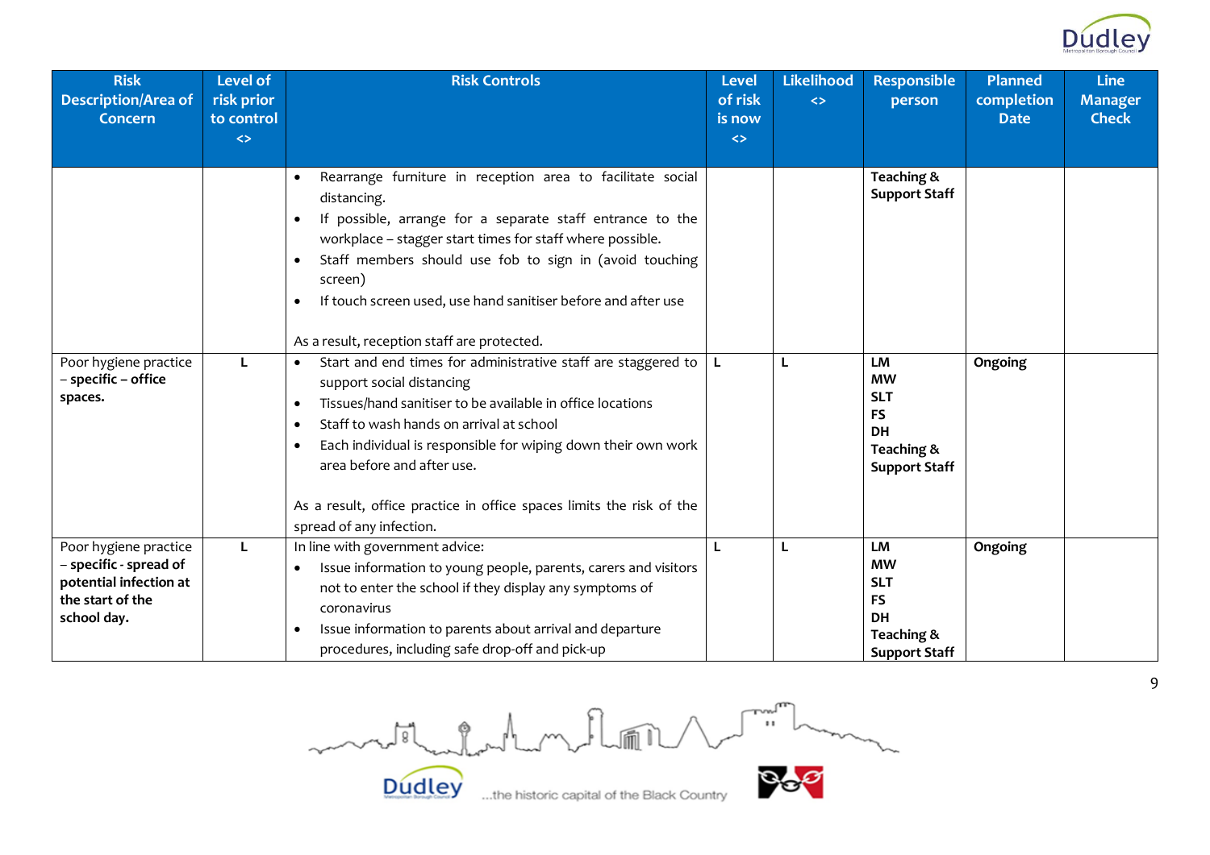| Risk Description/Area of Concern | Level of risk prior to control <> | Risk Controls | Level of risk is now <> | Likelihood <> | Responsible person | Planned completion Date | Line Manager Check |
|---|---|---|---|---|---|---|---|
| | | • Rearrange furniture in reception area to facilitate social distancing.<br>• If possible, arrange for a separate staff entrance to the workplace – stagger start times for staff where possible.<br>• Staff members should use fob to sign in (avoid touching screen)<br>• If touch screen used, use hand sanitiser before and after use<br><br>As a result, reception staff are protected. | | | **Teaching & Support Staff** | | |
| Poor hygiene practice – **specific – office spaces.** | **L** | • Start and end times for administrative staff are staggered to support social distancing<br>• Tissues/hand sanitiser to be available in office locations<br>• Staff to wash hands on arrival at school<br>• Each individual is responsible for wiping down their own work area before and after use.<br><br>As a result, office practice in office spaces limits the risk of the spread of any infection. | **L** | **L** | **LM**<br>**MW**<br>**SLT**<br>**FS**<br>**DH**<br>**Teaching & Support Staff** | **Ongoing** | |
| Poor hygiene practice – **specific - spread of potential infection at the start of the school day.** | **L** | In line with government advice:<br>• Issue information to young people, parents, carers and visitors not to enter the school if they display any symptoms of coronavirus<br>• Issue information to parents about arrival and departure procedures, including safe drop-off and pick-up | **L** | **L** | **LM**<br>**MW**<br>**SLT**<br>**FS**<br>**DH**<br>**Teaching & Support Staff** | **Ongoing** | |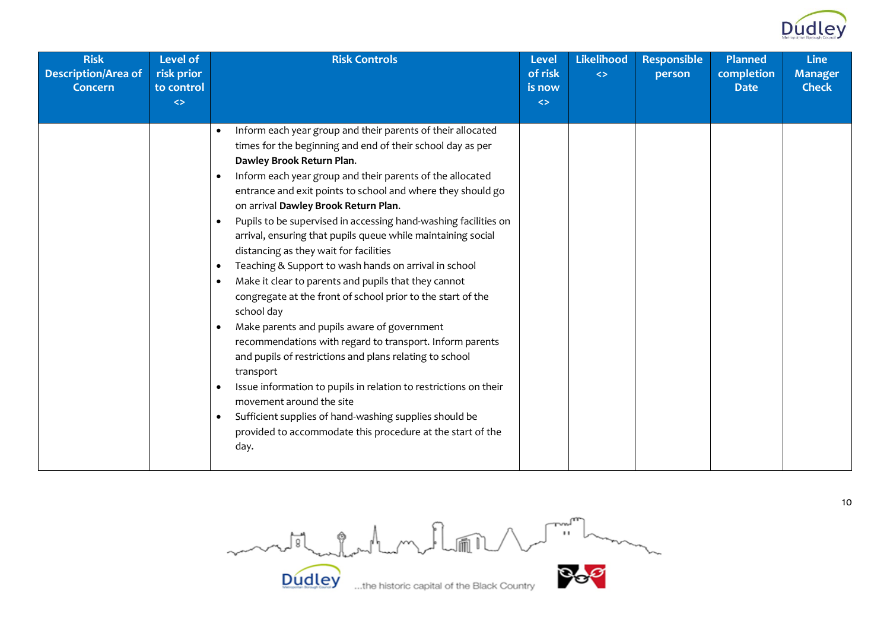| Risk Description/Area of Concern | Level of risk prior to control <> | Risk Controls | Level of risk is now <> | Likelihood <> | Responsible person | Planned completion Date | Line Manager Check |
|---|---|---|---|---|---|---|---|
| | | • Inform each year group and their parents of their allocated times for the beginning and end of their school day as per **Dawley Brook Return Plan.**<br>• Inform each year group and their parents of the allocated entrance and exit points to school and where they should go on arrival **Dawley Brook Return Plan.**<br>• Pupils to be supervised in accessing hand-washing facilities on arrival, ensuring that pupils queue while maintaining social distancing as they wait for facilities<br>• Teaching & Support to wash hands on arrival in school<br>• Make it clear to parents and pupils that they cannot congregate at the front of school prior to the start of the school day<br>• Make parents and pupils aware of government recommendations with regard to transport. Inform parents and pupils of restrictions and plans relating to school transport<br>• Issue information to pupils in relation to restrictions on their movement around the site<br>• Sufficient supplies of hand-washing supplies should be provided to accommodate this procedure at the start of the day. | | | | | |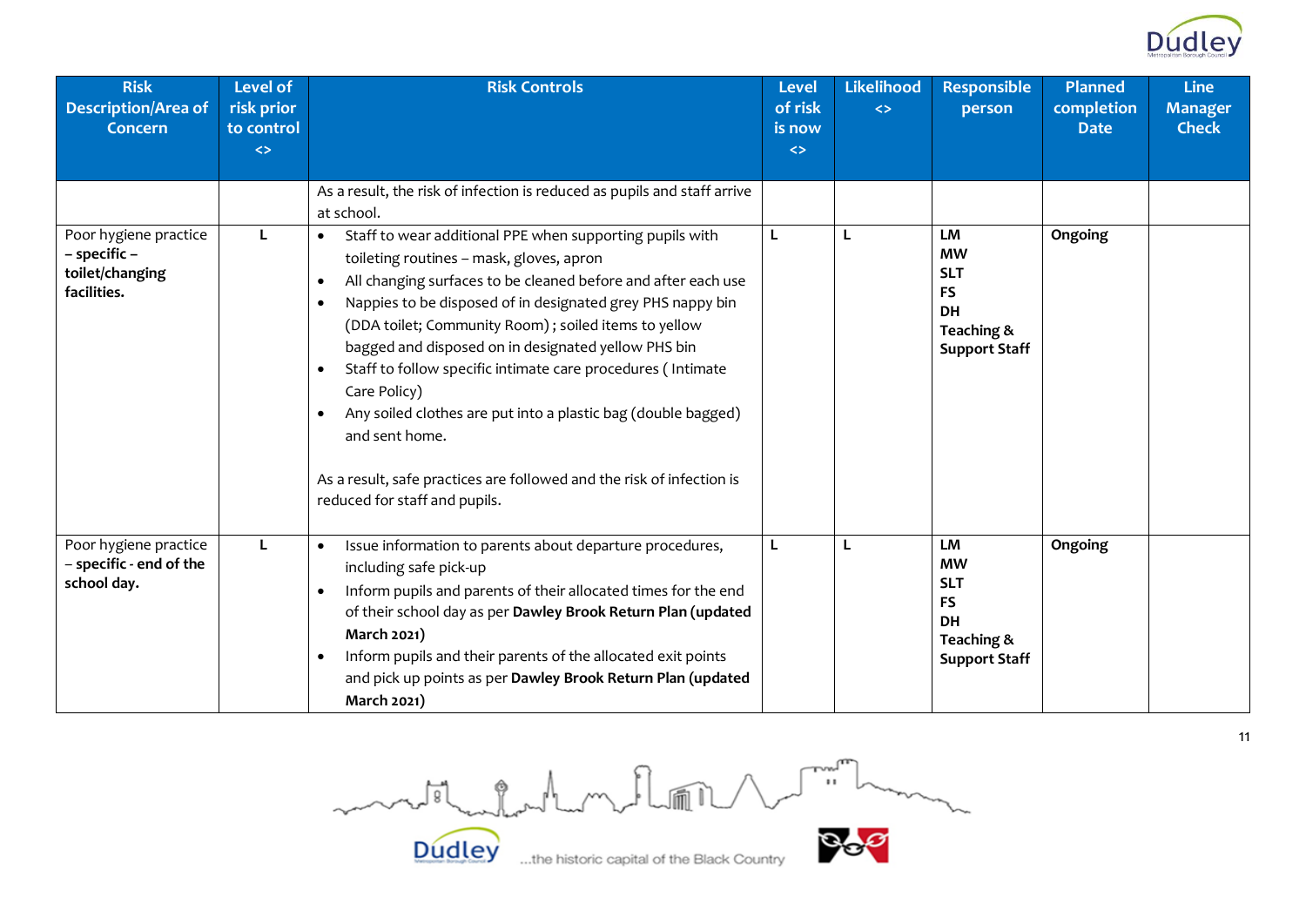| Risk Description/Area of Concern | Level of risk prior to control <> | Risk Controls | Level of risk is now <> | Likelihood <> | Responsible person | Planned completion Date | Line Manager Check |
|---|---|---|---|---|---|---|---|
| | | As a result, the risk of infection is reduced as pupils and staff arrive at school. | | | | | |
| Poor hygiene practice **– specific – toilet/changing facilities.** | L | • Staff to wear additional PPE when supporting pupils with toileting routines – mask, gloves, apron<br>• All changing surfaces to be cleaned before and after each use<br>• Nappies to be disposed of in designated grey PHS nappy bin (DDA toilet; Community Room) ; soiled items to yellow bagged and disposed on in designated yellow PHS bin<br>• Staff to follow specific intimate care procedures ( Intimate Care Policy)<br>• Any soiled clothes are put into a plastic bag (double bagged) and sent home.<br><br>As a result, safe practices are followed and the risk of infection is reduced for staff and pupils. | L | L | **LM**<br>**MW**<br>**SLT**<br>**FS**<br>**DH**<br>**Teaching & Support Staff** | **Ongoing** | |
| Poor hygiene practice – **specific - end of the school day.** | L | • Issue information to parents about departure procedures, including safe pick-up<br>• Inform pupils and parents of their allocated times for the end of their school day as per **Dawley Brook Return Plan (updated March 2021)**<br>• Inform pupils and their parents of the allocated exit points and pick up points as per **Dawley Brook Return Plan (updated March 2021)** | L | L | **LM**<br>**MW**<br>**SLT**<br>**FS**<br>**DH**<br>**Teaching & Support Staff** | **Ongoing** | |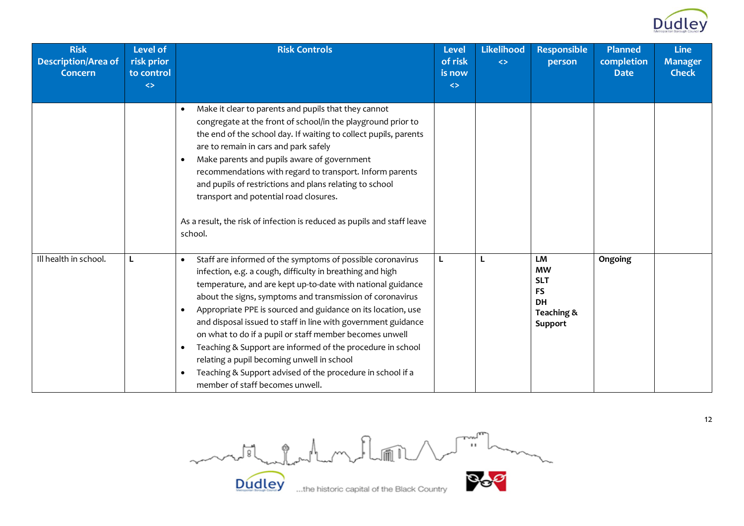| Risk Description/Area of Concern | Level of risk prior to control <> | Risk Controls | Level of risk is now <> | Likelihood <> | Responsible person | Planned completion Date | Line Manager Check |
|---|---|---|---|---|---|---|---|
| | | • Make it clear to parents and pupils that they cannot congregate at the front of school/in the playground prior to the end of the school day. If waiting to collect pupils, parents are to remain in cars and park safely<br>• Make parents and pupils aware of government recommendations with regard to transport. Inform parents and pupils of restrictions and plans relating to school transport and potential road closures.<br><br>As a result, the risk of infection is reduced as pupils and staff leave school. | | | | | |
| Ill health in school. | **L** | • Staff are informed of the symptoms of possible coronavirus infection, e.g. a cough, difficulty in breathing and high temperature, and are kept up-to-date with national guidance about the signs, symptoms and transmission of coronavirus<br>• Appropriate PPE is sourced and guidance on its location, use and disposal issued to staff in line with government guidance on what to do if a pupil or staff member becomes unwell<br>• Teaching & Support are informed of the procedure in school relating a pupil becoming unwell in school<br>• Teaching & Support advised of the procedure in school if a member of staff becomes unwell. | **L** | **L** | **LM**<br>**MW**<br>**SLT**<br>**FS**<br>**DH**<br>**Teaching & Support** | **Ongoing** | |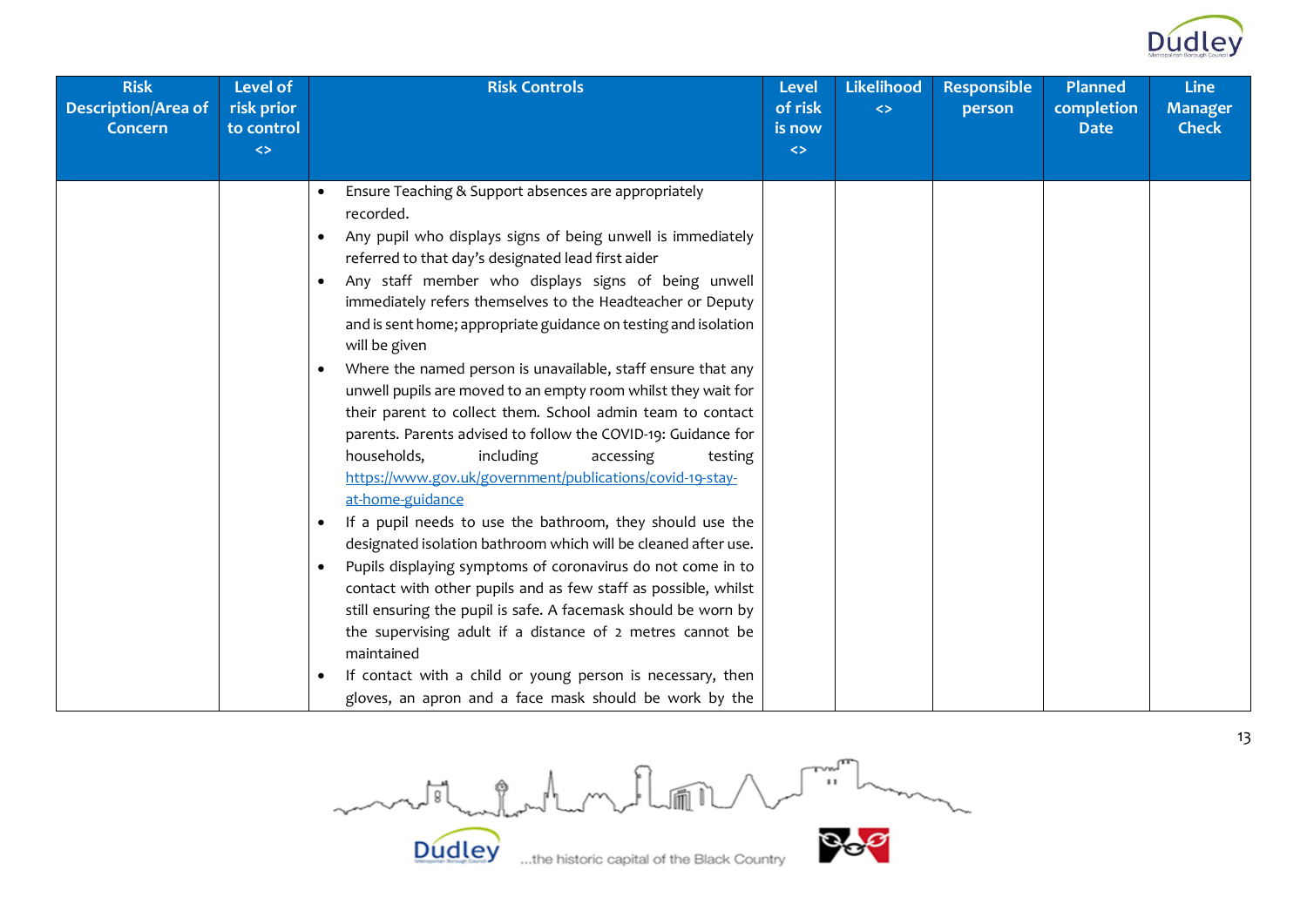| Risk Description/Area of Concern | Level of risk prior to control <> | Risk Controls | Level of risk is now <> | Likelihood <> | Responsible person | Planned completion Date | Line Manager Check |
|---|---|---|---|---|---|---|---|
| | | • Ensure Teaching & Support absences are appropriately recorded.<br>• Any pupil who displays signs of being unwell is immediately referred to that day's designated lead first aider<br>• Any staff member who displays signs of being unwell immediately refers themselves to the Headteacher or Deputy and is sent home; appropriate guidance on testing and isolation will be given<br>• Where the named person is unavailable, staff ensure that any unwell pupils are moved to an empty room whilst they wait for their parent to collect them. School admin team to contact parents. Parents advised to follow the COVID-19: Guidance for households, including accessing testing [https://www.gov.uk/government/publications/covid-19-stay-at-home-guidance](https://www.gov.uk/government/publications/covid-19-stay-at-home-guidance)<br>• If a pupil needs to use the bathroom, they should use the designated isolation bathroom which will be cleaned after use.<br>• Pupils displaying symptoms of coronavirus do not come in to contact with other pupils and as few staff as possible, whilst still ensuring the pupil is safe. A facemask should be worn by the supervising adult if a distance of 2 metres cannot be maintained<br>• If contact with a child or young person is necessary, then gloves, an apron and a face mask should be work by the | | | | | |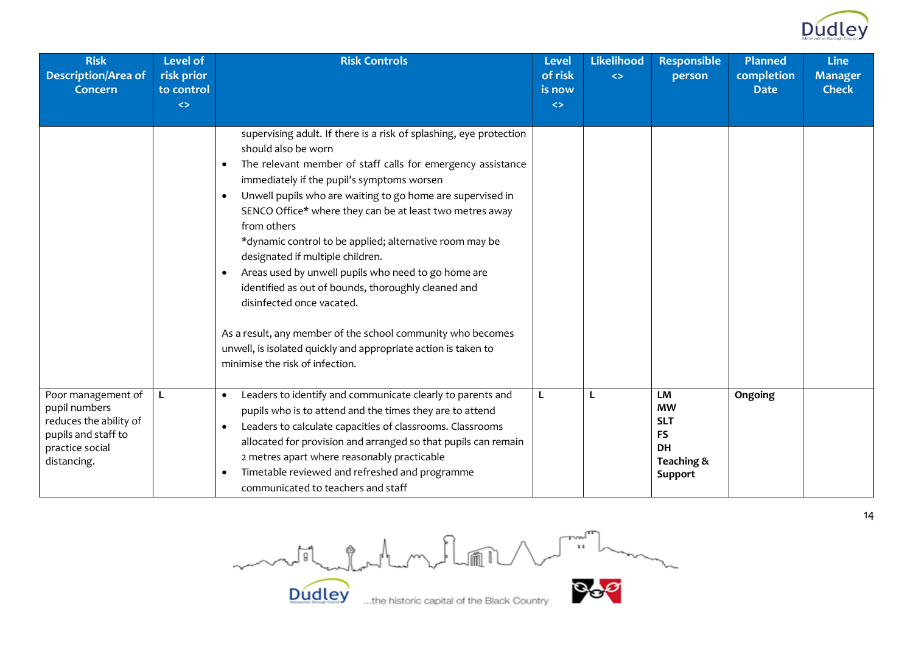| Risk Description/Area of Concern | Level of risk prior to control <> | Risk Controls | Level of risk is now <> | Likelihood <> | Responsible person | Planned completion Date | Line Manager Check |
|---|---|---|---|---|---|---|---|
| | | supervising adult. If there is a risk of splashing, eye protection should also be worn<br>• The relevant member of staff calls for emergency assistance immediately if the pupil's symptoms worsen<br>• Unwell pupils who are waiting to go home are supervised in SENCO Office* where they can be at least two metres away from others<br>*dynamic control to be applied; alternative room may be designated if multiple children.<br>• Areas used by unwell pupils who need to go home are identified as out of bounds, thoroughly cleaned and disinfected once vacated.<br><br>As a result, any member of the school community who becomes unwell, is isolated quickly and appropriate action is taken to minimise the risk of infection. | | | | | |
| Poor management of pupil numbers reduces the ability of pupils and staff to practice social distancing. | L | • Leaders to identify and communicate clearly to parents and pupils who is to attend and the times they are to attend<br>• Leaders to calculate capacities of classrooms. Classrooms allocated for provision and arranged so that pupils can remain 2 metres apart where reasonably practicable<br>• Timetable reviewed and refreshed and programme communicated to teachers and staff | L | L | **LM**<br>**MW**<br>**SLT**<br>**FS**<br>**DH**<br>**Teaching & Support** | **Ongoing** | |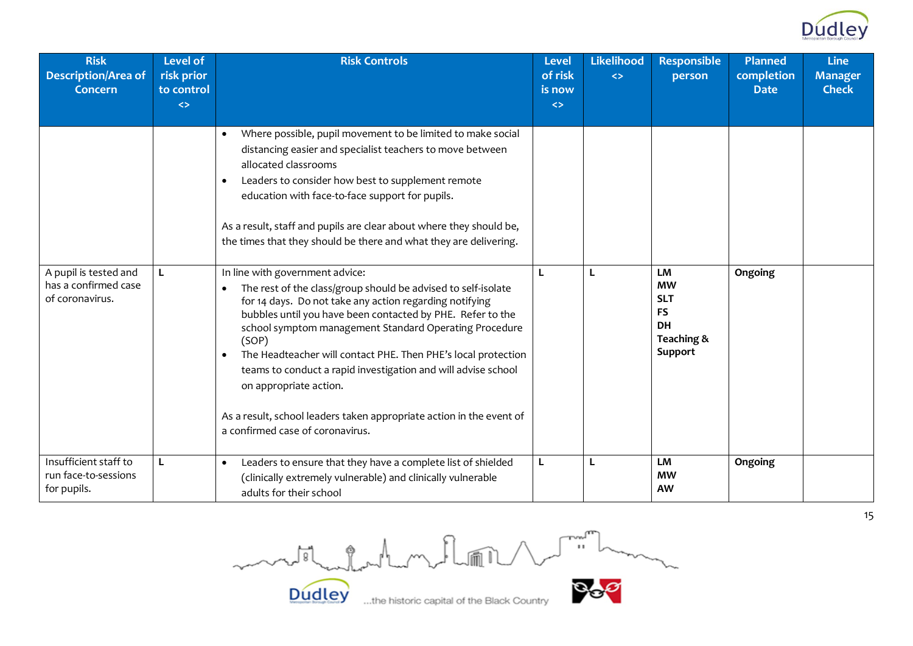| Risk Description/Area of Concern | Level of risk prior to control <> | Risk Controls | Level of risk is now <> | Likelihood <> | Responsible person | Planned completion Date | Line Manager Check |
|---|---|---|---|---|---|---|---|
| | | • Where possible, pupil movement to be limited to make social distancing easier and specialist teachers to move between allocated classrooms<br>• Leaders to consider how best to supplement remote education with face-to-face support for pupils.<br><br>As a result, staff and pupils are clear about where they should be, the times that they should be there and what they are delivering. | | | | | |
| A pupil is tested and has a confirmed case of coronavirus. | L | In line with government advice:<br>• The rest of the class/group should be advised to self-isolate for 14 days. Do not take any action regarding notifying bubbles until you have been contacted by PHE. Refer to the school symptom management Standard Operating Procedure (SOP)<br>• The Headteacher will contact PHE. Then PHE's local protection teams to conduct a rapid investigation and will advise school on appropriate action.<br><br>As a result, school leaders taken appropriate action in the event of a confirmed case of coronavirus. | L | L | **LM**<br>**MW**<br>**SLT**<br>**FS**<br>**DH**<br>**Teaching & Support** | **Ongoing** | |
| Insufficient staff to run face-to-sessions for pupils. | L | • Leaders to ensure that they have a complete list of shielded (clinically extremely vulnerable) and clinically vulnerable adults for their school | L | L | **LM**<br>**MW**<br>**AW** | **Ongoing** | |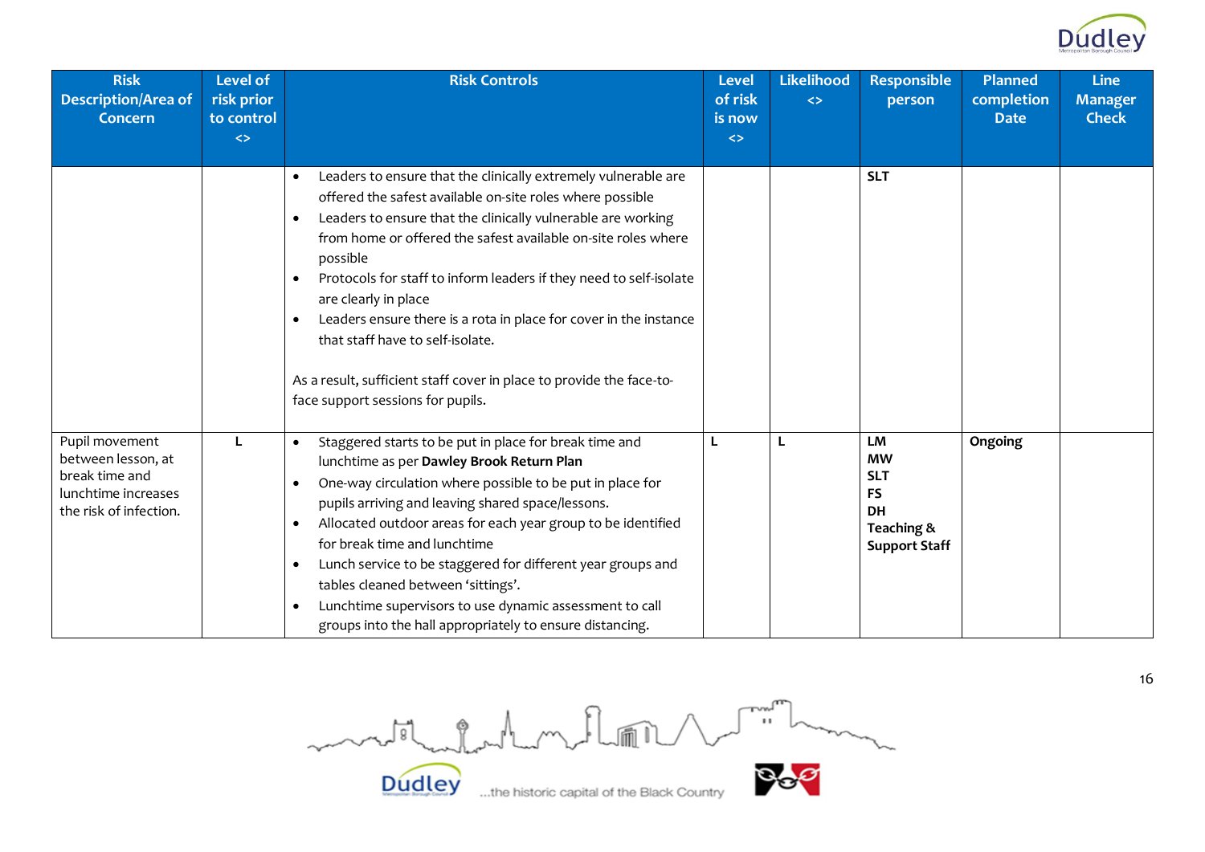| Risk Description/Area of Concern | Level of risk prior to control <> | Risk Controls | Level of risk is now <> | Likelihood <> | Responsible person | Planned completion Date | Line Manager Check |
|---|---|---|---|---|---|---|---|
| | | • Leaders to ensure that the clinically extremely vulnerable are offered the safest available on-site roles where possible<br>• Leaders to ensure that the clinically vulnerable are working from home or offered the safest available on-site roles where possible<br>• Protocols for staff to inform leaders if they need to self-isolate are clearly in place<br>• Leaders ensure there is a rota in place for cover in the instance that staff have to self-isolate.<br><br>As a result, sufficient staff cover in place to provide the face-to-face support sessions for pupils. | | | **SLT** | | |
| Pupil movement between lesson, at break time and lunchtime increases the risk of infection. | **L** | • Staggered starts to be put in place for break time and lunchtime as per **Dawley Brook Return Plan**<br>• One-way circulation where possible to be put in place for pupils arriving and leaving shared space/lessons.<br>• Allocated outdoor areas for each year group to be identified for break time and lunchtime<br>• Lunch service to be staggered for different year groups and tables cleaned between 'sittings'.<br>• Lunchtime supervisors to use dynamic assessment to call groups into the hall appropriately to ensure distancing. | **L** | **L** | **LM**<br>**MW**<br>**SLT**<br>**FS**<br>**DH**<br>**Teaching & Support Staff** | **Ongoing** | |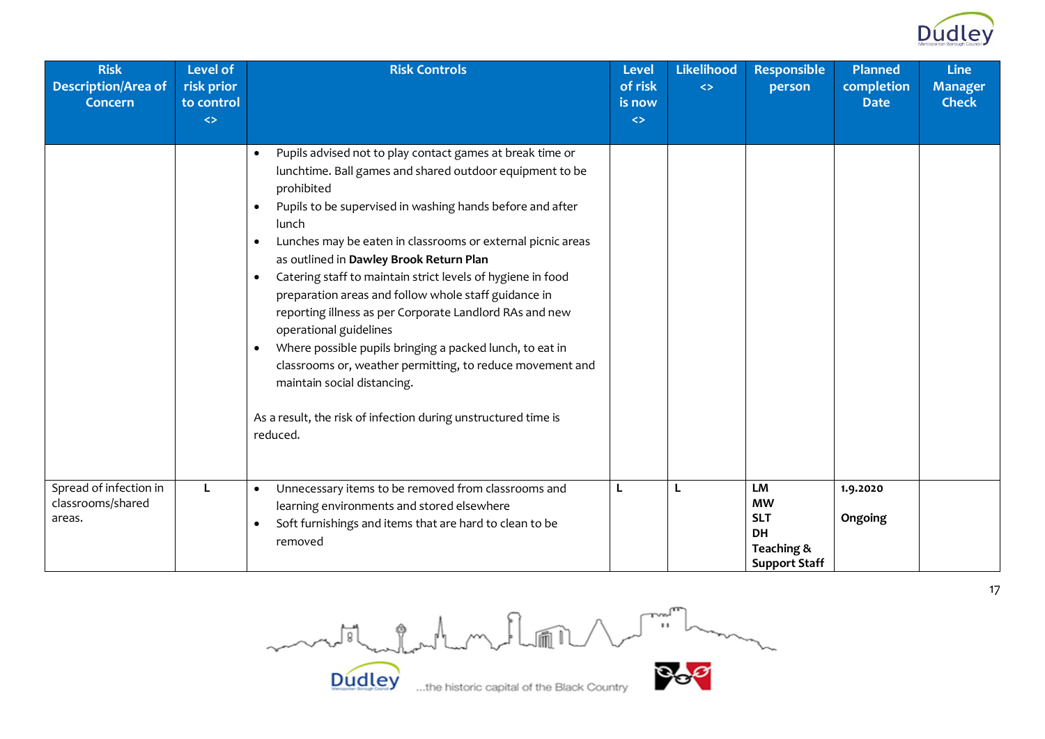| Risk Description/Area of Concern | Level of risk prior to control <> | Risk Controls | Level of risk is now <> | Likelihood <> | Responsible person | Planned completion Date | Line Manager Check |
|---|---|---|---|---|---|---|---|
| | | • Pupils advised not to play contact games at break time or lunchtime. Ball games and shared outdoor equipment to be prohibited<br>• Pupils to be supervised in washing hands before and after lunch<br>• Lunches may be eaten in classrooms or external picnic areas as outlined in **Dawley Brook Return Plan**<br>• Catering staff to maintain strict levels of hygiene in food preparation areas and follow whole staff guidance in reporting illness as per Corporate Landlord RAs and new operational guidelines<br>• Where possible pupils bringing a packed lunch, to eat in classrooms or, weather permitting, to reduce movement and maintain social distancing.<br><br>As a result, the risk of infection during unstructured time is reduced. | | | | | |
| Spread of infection in classrooms/shared areas. | **L** | • Unnecessary items to be removed from classrooms and learning environments and stored elsewhere<br>• Soft furnishings and items that are hard to clean to be removed | **L** | **L** | **LM**<br>**MW**<br>**SLT**<br>**DH**<br>**Teaching & Support Staff** | **1.9.2020**<br><br>**Ongoing** | |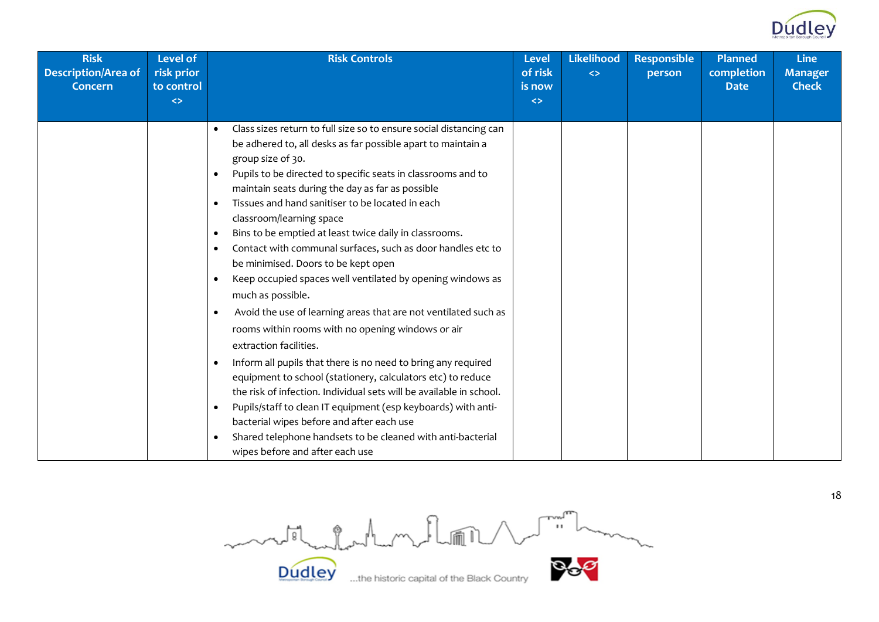| Risk Description/Area of Concern | Level of risk prior to control <> | Risk Controls | Level of risk is now <> | Likelihood <> | Responsible person | Planned completion Date | Line Manager Check |
|---|---|---|---|---|---|---|---|
| | | • Class sizes return to full size so to ensure social distancing can be adhered to, all desks as far possible apart to maintain a group size of 30.<br>• Pupils to be directed to specific seats in classrooms and to maintain seats during the day as far as possible<br>• Tissues and hand sanitiser to be located in each classroom/learning space<br>• Bins to be emptied at least twice daily in classrooms.<br>• Contact with communal surfaces, such as door handles etc to be minimised. Doors to be kept open<br>• Keep occupied spaces well ventilated by opening windows as much as possible.<br>• Avoid the use of learning areas that are not ventilated such as rooms within rooms with no opening windows or air extraction facilities.<br>• Inform all pupils that there is no need to bring any required equipment to school (stationery, calculators etc) to reduce the risk of infection. Individual sets will be available in school.<br>• Pupils/staff to clean IT equipment (esp keyboards) with anti-bacterial wipes before and after each use<br>• Shared telephone handsets to be cleaned with anti-bacterial wipes before and after each use | | | | | |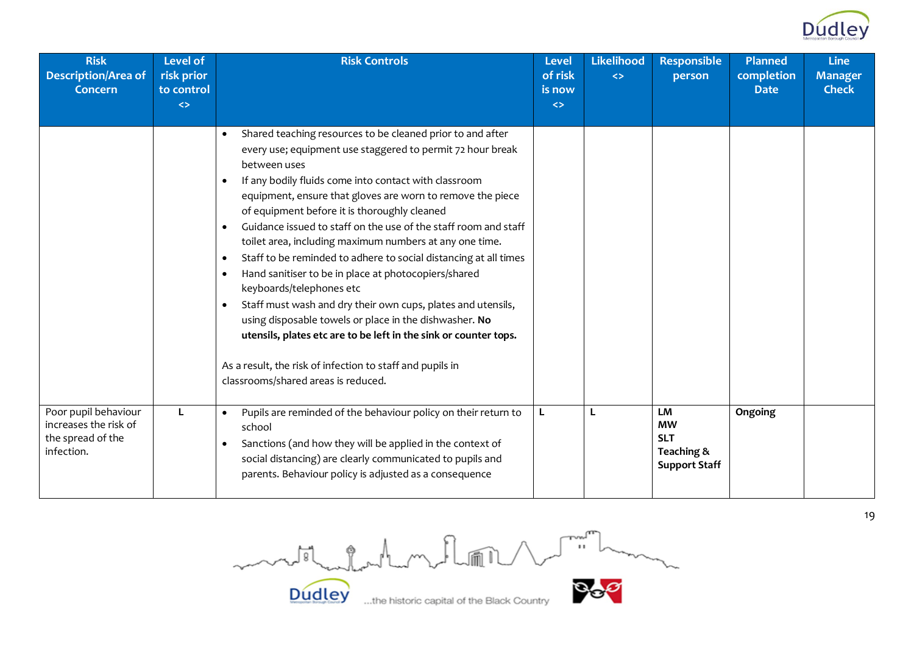| Risk Description/Area of Concern | Level of risk prior to control <> | Risk Controls | Level of risk is now <> | Likelihood <> | Responsible person | Planned completion Date | Line Manager Check |
|---|---|---|---|---|---|---|---|
| | | • Shared teaching resources to be cleaned prior to and after every use; equipment use staggered to permit 72 hour break between uses<br>• If any bodily fluids come into contact with classroom equipment, ensure that gloves are worn to remove the piece of equipment before it is thoroughly cleaned<br>• Guidance issued to staff on the use of the staff room and staff toilet area, including maximum numbers at any one time.<br>• Staff to be reminded to adhere to social distancing at all times<br>• Hand sanitiser to be in place at photocopiers/shared keyboards/telephones etc<br>• Staff must wash and dry their own cups, plates and utensils, using disposable towels or place in the dishwasher. **No utensils, plates etc are to be left in the sink or counter tops.**<br><br>As a result, the risk of infection to staff and pupils in classrooms/shared areas is reduced. | | | | | |
| Poor pupil behaviour increases the risk of the spread of the infection. | L | • Pupils are reminded of the behaviour policy on their return to school<br>• Sanctions (and how they will be applied in the context of social distancing) are clearly communicated to pupils and parents. Behaviour policy is adjusted as a consequence | L | L | **LM**<br>**MW**<br>**SLT**<br>**Teaching & Support Staff** | **Ongoing** | |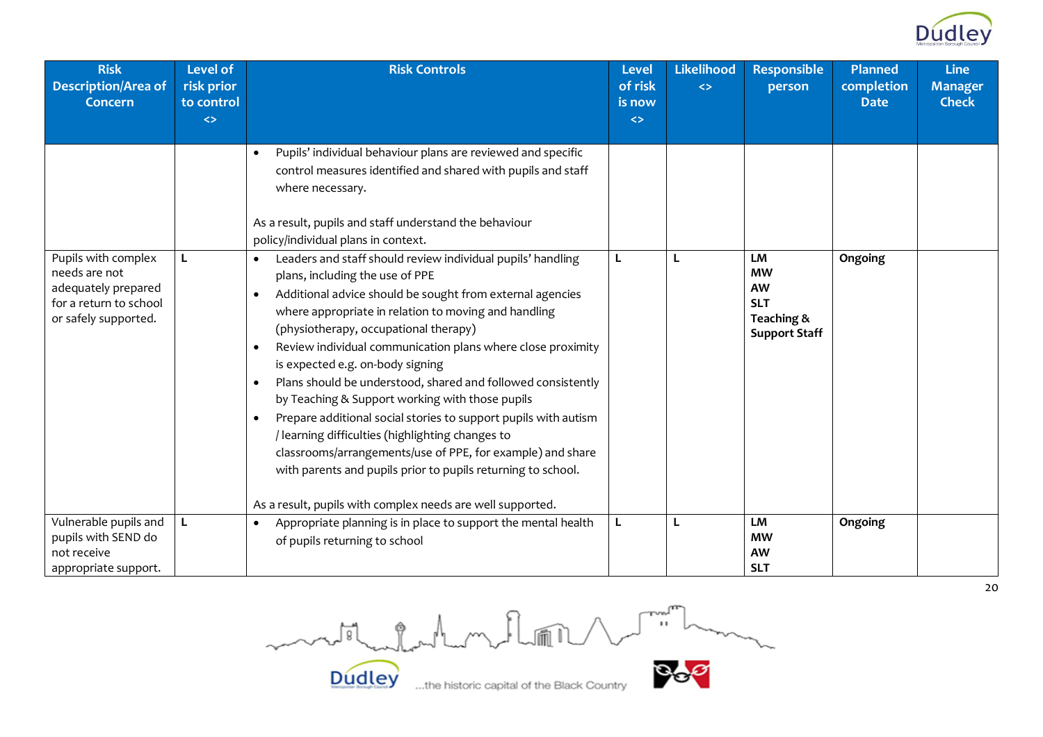| Risk Description/Area of Concern | Level of risk prior to control <> | Risk Controls | Level of risk is now <> | Likelihood <> | Responsible person | Planned completion Date | Line Manager Check |
|---|---|---|---|---|---|---|---|
| | | • Pupils' individual behaviour plans are reviewed and specific control measures identified and shared with pupils and staff where necessary.<br><br>As a result, pupils and staff understand the behaviour policy/individual plans in context. | | | | | |
| Pupils with complex needs are not adequately prepared for a return to school or safely supported. | L | • Leaders and staff should review individual pupils' handling plans, including the use of PPE<br>• Additional advice should be sought from external agencies where appropriate in relation to moving and handling (physiotherapy, occupational therapy)<br>• Review individual communication plans where close proximity is expected e.g. on-body signing<br>• Plans should be understood, shared and followed consistently by Teaching & Support working with those pupils<br>• Prepare additional social stories to support pupils with autism / learning difficulties (highlighting changes to classrooms/arrangements/use of PPE, for example) and share with parents and pupils prior to pupils returning to school.<br><br>As a result, pupils with complex needs are well supported. | L | L | **LM**<br>**MW**<br>**AW**<br>**SLT**<br>**Teaching & Support Staff** | **Ongoing** | |
| Vulnerable pupils and pupils with SEND do not receive appropriate support. | L | • Appropriate planning is in place to support the mental health of pupils returning to school | L | L | **LM**<br>**MW**<br>**AW**<br>**SLT** | **Ongoing** | |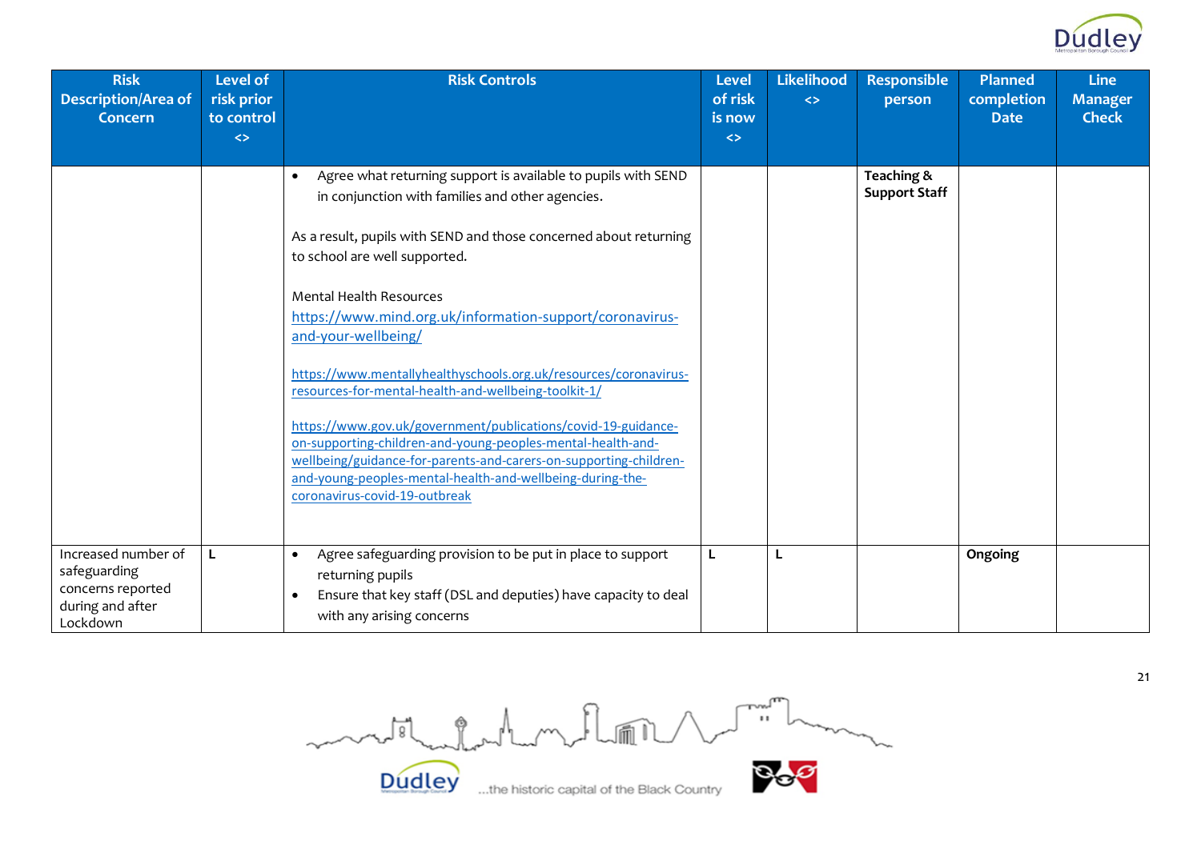| Risk Description/Area of Concern | Level of risk prior to control <> | Risk Controls | Level of risk is now <> | Likelihood <> | Responsible person | Planned completion Date | Line Manager Check |
|---|---|---|---|---|---|---|---|
| | | • Agree what returning support is available to pupils with SEND in conjunction with families and other agencies.<br><br>As a result, pupils with SEND and those concerned about returning to school are well supported.<br><br>Mental Health Resources<br>https://www.mind.org.uk/information-support/coronavirus-and-your-wellbeing/<br><br>https://www.mentallyhealthyschools.org.uk/resources/coronavirus-resources-for-mental-health-and-wellbeing-toolkit-1/<br><br>https://www.gov.uk/government/publications/covid-19-guidance-on-supporting-children-and-young-peoples-mental-health-and-wellbeing/guidance-for-parents-and-carers-on-supporting-children-and-young-peoples-mental-health-and-wellbeing-during-the-coronavirus-covid-19-outbreak | | | **Teaching & Support Staff** | | |
| Increased number of safeguarding concerns reported during and after Lockdown | **L** | • Agree safeguarding provision to be put in place to support returning pupils<br>• Ensure that key staff (DSL and deputies) have capacity to deal with any arising concerns | **L** | **L** | | **Ongoing** | |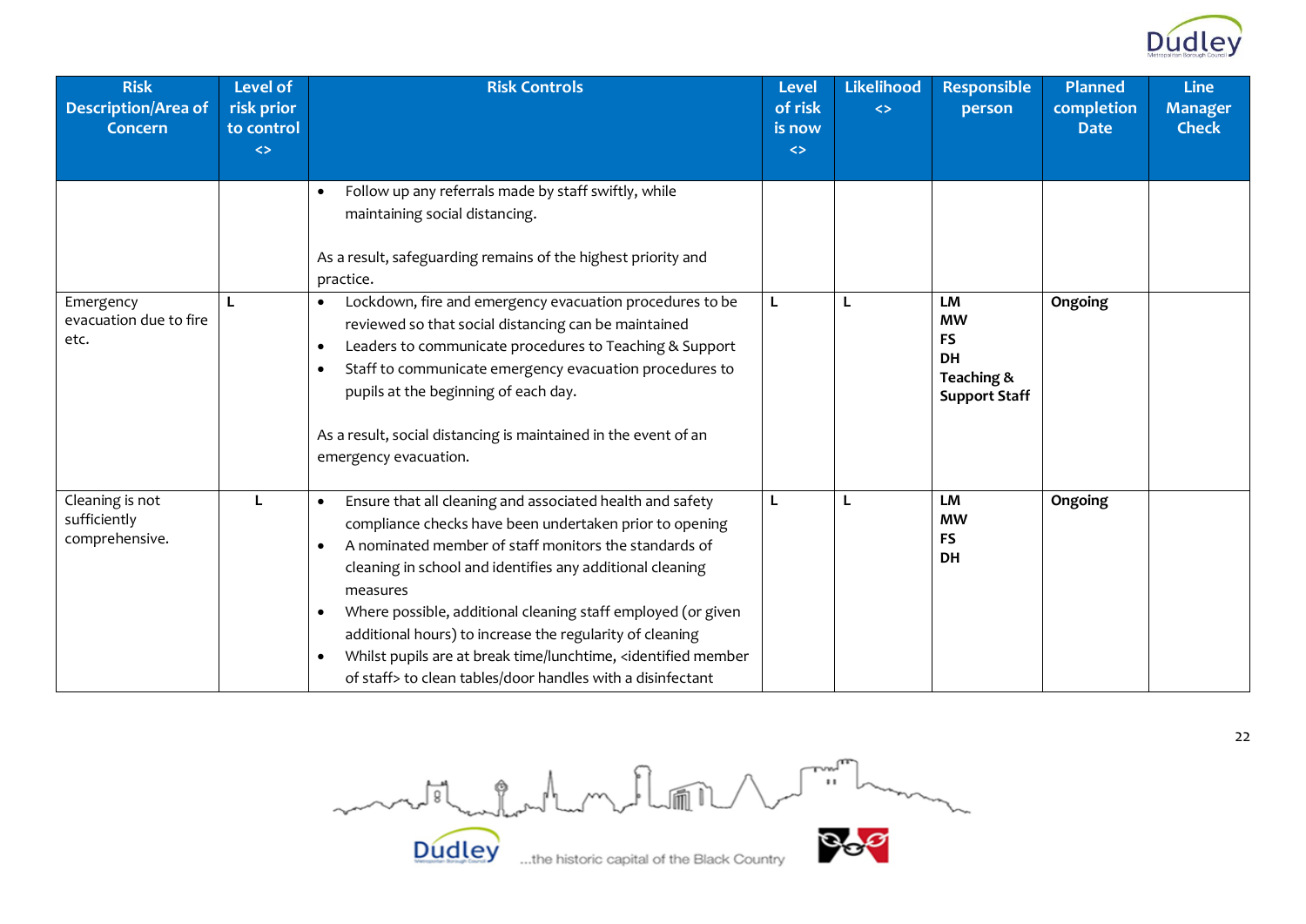| Risk Description/Area of Concern | Level of risk prior to control <> | Risk Controls | Level of risk is now <> | Likelihood <> | Responsible person | Planned completion Date | Line Manager Check |
|---|---|---|---|---|---|---|---|
| | | • Follow up any referrals made by staff swiftly, while maintaining social distancing.<br><br>As a result, safeguarding remains of the highest priority and practice. | | | | | |
| Emergency evacuation due to fire etc. | L | • Lockdown, fire and emergency evacuation procedures to be reviewed so that social distancing can be maintained<br>• Leaders to communicate procedures to Teaching & Support<br>• Staff to communicate emergency evacuation procedures to pupils at the beginning of each day.<br><br>As a result, social distancing is maintained in the event of an emergency evacuation. | L | L | **LM**<br>**MW**<br>**FS**<br>**DH**<br>**Teaching & Support Staff** | **Ongoing** | |
| Cleaning is not sufficiently comprehensive. | L | • Ensure that all cleaning and associated health and safety compliance checks have been undertaken prior to opening<br>• A nominated member of staff monitors the standards of cleaning in school and identifies any additional cleaning measures<br>• Where possible, additional cleaning staff employed (or given additional hours) to increase the regularity of cleaning<br>• Whilst pupils are at break time/lunchtime, <identified member of staff> to clean tables/door handles with a disinfectant | L | L | **LM**<br>**MW**<br>**FS**<br>**DH** | **Ongoing** | |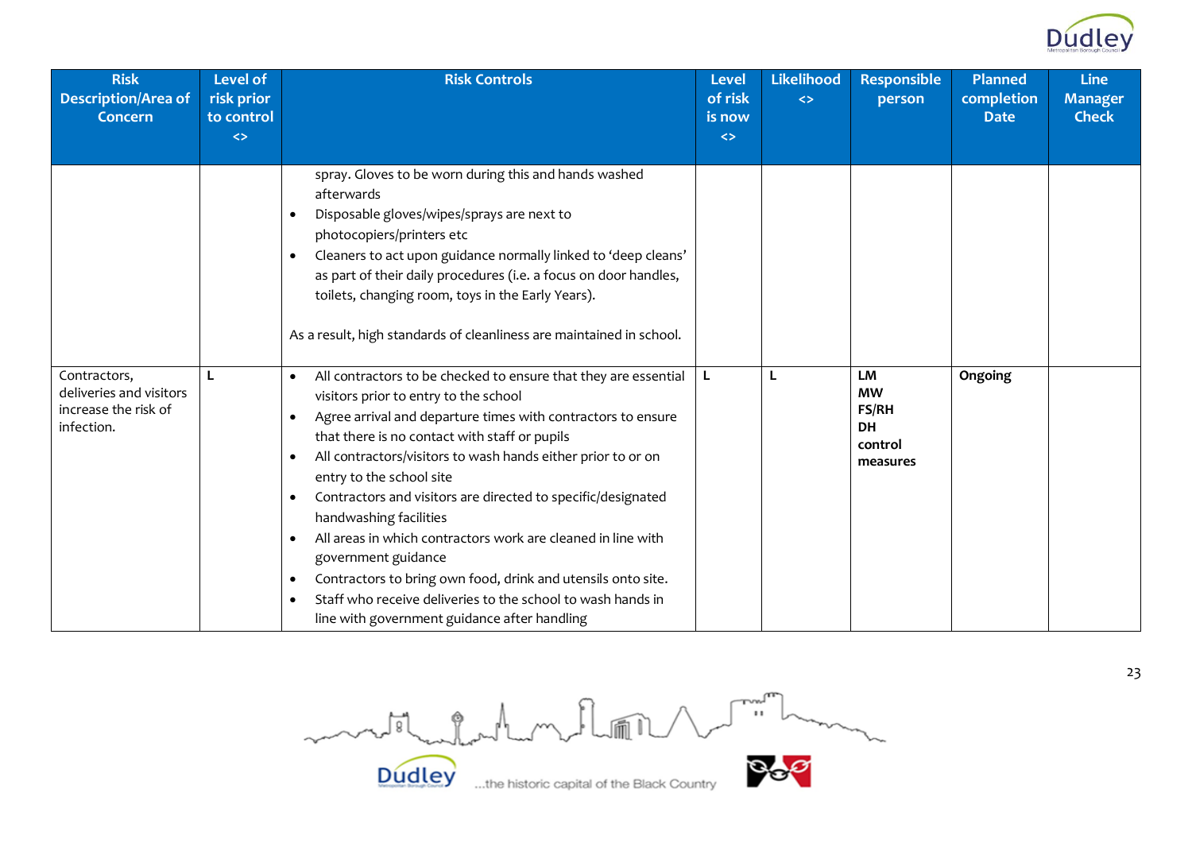| Risk Description/Area of Concern | Level of risk prior to control <> | Risk Controls | Level of risk is now <> | Likelihood <> | Responsible person | Planned completion Date | Line Manager Check |
|---|---|---|---|---|---|---|---|
| | | spray. Gloves to be worn during this and hands washed afterwards<br>• Disposable gloves/wipes/sprays are next to photocopiers/printers etc<br>• Cleaners to act upon guidance normally linked to 'deep cleans' as part of their daily procedures (i.e. a focus on door handles, toilets, changing room, toys in the Early Years).<br><br>As a result, high standards of cleanliness are maintained in school. | | | | | |
| Contractors, deliveries and visitors increase the risk of infection. | **L** | • All contractors to be checked to ensure that they are essential visitors prior to entry to the school<br>• Agree arrival and departure times with contractors to ensure that there is no contact with staff or pupils<br>• All contractors/visitors to wash hands either prior to or on entry to the school site<br>• Contractors and visitors are directed to specific/designated handwashing facilities<br>• All areas in which contractors work are cleaned in line with government guidance<br>• Contractors to bring own food, drink and utensils onto site.<br>• Staff who receive deliveries to the school to wash hands in line with government guidance after handling | **L** | **L** | **LM**<br>**MW**<br>**FS/RH**<br>**DH**<br>**control measures** | **Ongoing** | |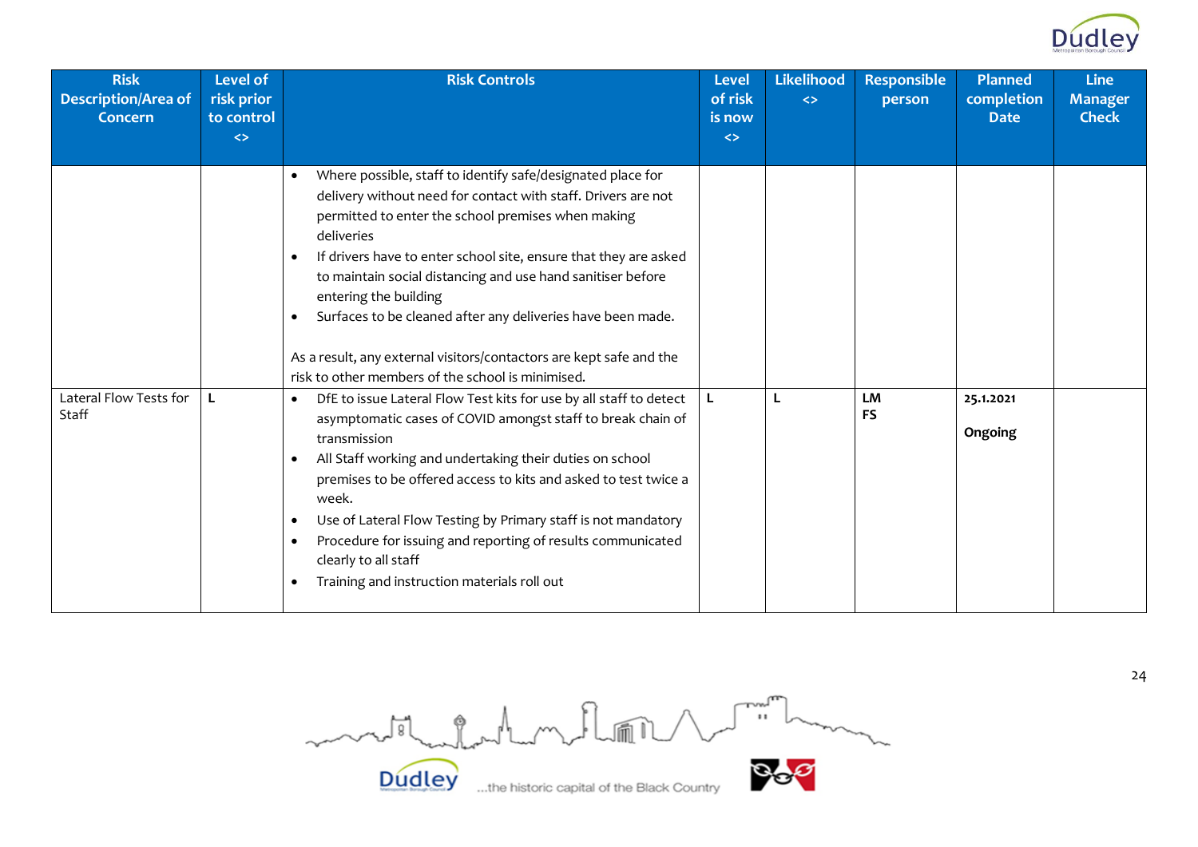| Risk Description/Area of Concern | Level of risk prior to control <> | Risk Controls | Level of risk is now <> | Likelihood <> | Responsible person | Planned completion Date | Line Manager Check |
|---|---|---|---|---|---|---|---|
| | | • Where possible, staff to identify safe/designated place for delivery without need for contact with staff. Drivers are not permitted to enter the school premises when making deliveries<br>• If drivers have to enter school site, ensure that they are asked to maintain social distancing and use hand sanitiser before entering the building<br>• Surfaces to be cleaned after any deliveries have been made.<br><br>As a result, any external visitors/contactors are kept safe and the risk to other members of the school is minimised. | | | | | |
| Lateral Flow Tests for Staff | L | • DfE to issue Lateral Flow Test kits for use by all staff to detect asymptomatic cases of COVID amongst staff to break chain of transmission<br>• All Staff working and undertaking their duties on school premises to be offered access to kits and asked to test twice a week.<br>• Use of Lateral Flow Testing by Primary staff is not mandatory<br>• Procedure for issuing and reporting of results communicated clearly to all staff<br>• Training and instruction materials roll out | L | L | **LM**<br>**FS** | **25.1.2021**<br><br>**Ongoing** | |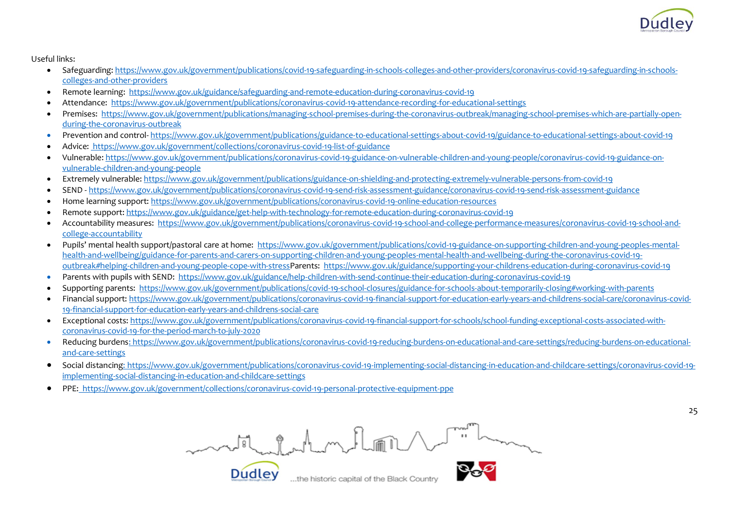Useful links:

- Safeguarding: https://www.gov.uk/government/publications/covid-19-safeguarding-in-schools-colleges-and-other-providers/coronavirus-covid-19-safeguarding-in-schools-colleges-and-other-providers
- Remote learning: https://www.gov.uk/guidance/safeguarding-and-remote-education-during-coronavirus-covid-19
- Attendance: https://www.gov.uk/government/publications/coronavirus-covid-19-attendance-recording-for-educational-settings
- Premises: https://www.gov.uk/government/publications/managing-school-premises-during-the-coronavirus-outbreak/managing-school-premises-which-are-partially-open-during-the-coronavirus-outbreak
- Prevention and control- https://www.gov.uk/government/publications/guidance-to-educational-settings-about-covid-19/guidance-to-educational-settings-about-covid-19
- Advice: https://www.gov.uk/government/collections/coronavirus-covid-19-list-of-guidance
- Vulnerable: https://www.gov.uk/government/publications/coronavirus-covid-19-guidance-on-vulnerable-children-and-young-people/coronavirus-covid-19-guidance-on-vulnerable-children-and-young-people
- Extremely vulnerable: https://www.gov.uk/government/publications/guidance-on-shielding-and-protecting-extremely-vulnerable-persons-from-covid-19
- SEND - https://www.gov.uk/government/publications/coronavirus-covid-19-send-risk-assessment-guidance/coronavirus-covid-19-send-risk-assessment-guidance
- Home learning support: https://www.gov.uk/government/publications/coronavirus-covid-19-online-education-resources
- Remote support: https://www.gov.uk/guidance/get-help-with-technology-for-remote-education-during-coronavirus-covid-19
- Accountability measures: https://www.gov.uk/government/publications/coronavirus-covid-19-school-and-college-performance-measures/coronavirus-covid-19-school-and-college-accountability
- Pupils' mental health support/pastoral care at home: https://www.gov.uk/government/publications/covid-19-guidance-on-supporting-children-and-young-peoples-mental-health-and-wellbeing/guidance-for-parents-and-carers-on-supporting-children-and-young-peoples-mental-health-and-wellbeing-during-the-coronavirus-covid-19-outbreak#helping-children-and-young-people-cope-with-stressParents: https://www.gov.uk/guidance/supporting-your-childrens-education-during-coronavirus-covid-19
- Parents with pupils with SEND: https://www.gov.uk/guidance/help-children-with-send-continue-their-education-during-coronavirus-covid-19
- Supporting parents: https://www.gov.uk/government/publications/covid-19-school-closures/guidance-for-schools-about-temporarily-closing#working-with-parents
- Financial support: https://www.gov.uk/government/publications/coronavirus-covid-19-financial-support-for-education-early-years-and-childrens-social-care/coronavirus-covid-19-financial-support-for-education-early-years-and-childrens-social-care
- Exceptional costs: https://www.gov.uk/government/publications/coronavirus-covid-19-financial-support-for-schools/school-funding-exceptional-costs-associated-with-coronavirus-covid-19-for-the-period-march-to-july-2020
- Reducing burdens: https://www.gov.uk/government/publications/coronavirus-covid-19-reducing-burdens-on-educational-and-care-settings/reducing-burdens-on-educational-and-care-settings
- Social distancing: https://www.gov.uk/government/publications/coronavirus-covid-19-implementing-social-distancing-in-education-and-childcare-settings/coronavirus-covid-19-implementing-social-distancing-in-education-and-childcare-settings
- PPE: https://www.gov.uk/government/collections/coronavirus-covid-19-personal-protective-equipment-ppe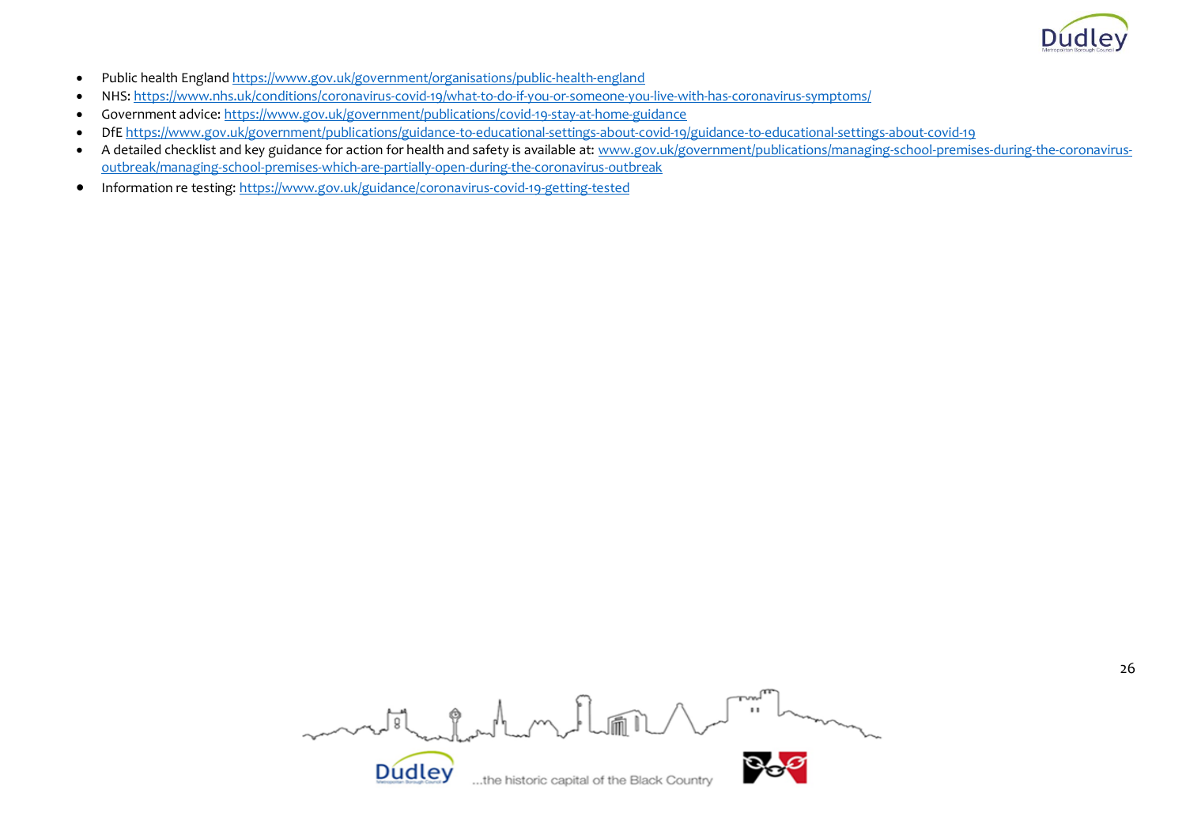- Public health England https://www.gov.uk/government/organisations/public-health-england
- NHS: https://www.nhs.uk/conditions/coronavirus-covid-19/what-to-do-if-you-or-someone-you-live-with-has-coronavirus-symptoms/
- Government advice: https://www.gov.uk/government/publications/covid-19-stay-at-home-guidance
- DfE https://www.gov.uk/government/publications/guidance-to-educational-settings-about-covid-19/guidance-to-educational-settings-about-covid-19
- A detailed checklist and key guidance for action for health and safety is available at: www.gov.uk/government/publications/managing-school-premises-during-the-coronavirus-outbreak/managing-school-premises-which-are-partially-open-during-the-coronavirus-outbreak
- Information re testing: https://www.gov.uk/guidance/coronavirus-covid-19-getting-tested